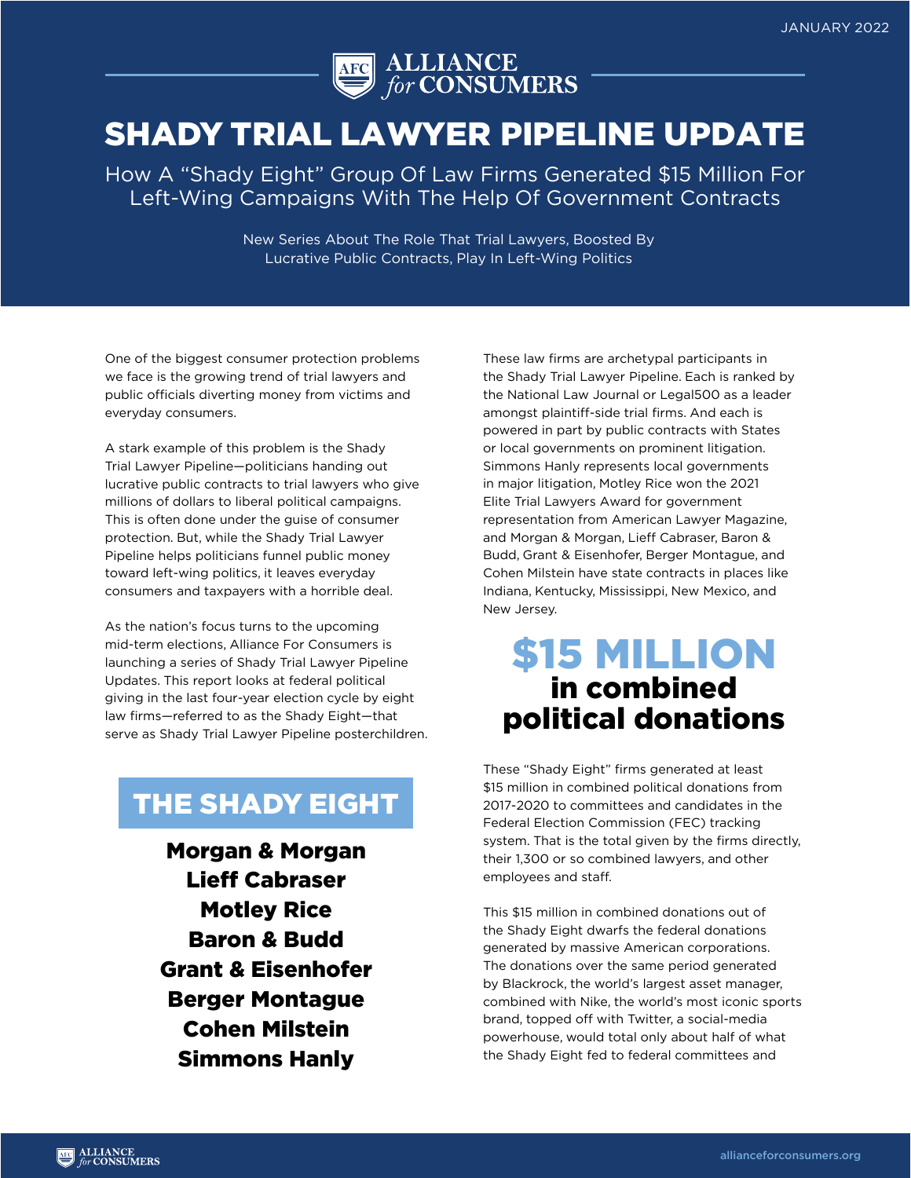JANUARY 2022

ALLIANCE *for* CONSUMERS

# SHADY TRIAL LAWYER PIPELINE UPDATE

## How A "Shady Eight" Group Of Law Firms Generated $15 Million For Left-Wing Campaigns With The Help Of Government Contracts

New Series About The Role That Trial Lawyers, Boosted By Lucrative Public Contracts, Play In Left-Wing Politics

One of the biggest consumer protection problems we face is the growing trend of trial lawyers and public officials diverting money from victims and everyday consumers.

A stark example of this problem is the Shady Trial Lawyer Pipeline—politicians handing out lucrative public contracts to trial lawyers who give millions of dollars to liberal political campaigns. This is often done under the guise of consumer protection. But, while the Shady Trial Lawyer Pipeline helps politicians funnel public money toward left-wing politics, it leaves everyday consumers and taxpayers with a horrible deal.

As the nation's focus turns to the upcoming mid-term elections, Alliance For Consumers is launching a series of Shady Trial Lawyer Pipeline Updates. This report looks at federal political giving in the last four-year election cycle by eight law firms—referred to as the Shady Eight—that serve as Shady Trial Lawyer Pipeline posterchildren.

### THE SHADY EIGHT

**Morgan & Morgan**
**Lieff Cabraser**
**Motley Rice**
**Baron & Budd**
**Grant & Eisenhofer**
**Berger Montague**
**Cohen Milstein**
**Simmons Hanly**

These law firms are archetypal participants in the Shady Trial Lawyer Pipeline. Each is ranked by the National Law Journal or Legal500 as a leader amongst plaintiff-side trial firms. And each is powered in part by public contracts with States or local governments on prominent litigation. Simmons Hanly represents local governments in major litigation, Motley Rice won the 2021 Elite Trial Lawyers Award for government representation from American Lawyer Magazine, and Morgan & Morgan, Lieff Cabraser, Baron & Budd, Grant & Eisenhofer, Berger Montague, and Cohen Milstein have state contracts in places like Indiana, Kentucky, Mississippi, New Mexico, and New Jersey.

## $15 MILLION in combined political donations

These "Shady Eight" firms generated at least $15 million in combined political donations from 2017-2020 to committees and candidates in the Federal Election Commission (FEC) tracking system. That is the total given by the firms directly, their 1,300 or so combined lawyers, and other employees and staff.

This $15 million in combined donations out of the Shady Eight dwarfs the federal donations generated by massive American corporations. The donations over the same period generated by Blackrock, the world's largest asset manager, combined with Nike, the world's most iconic sports brand, topped off with Twitter, a social-media powerhouse, would total only about half of what the Shady Eight fed to federal committees and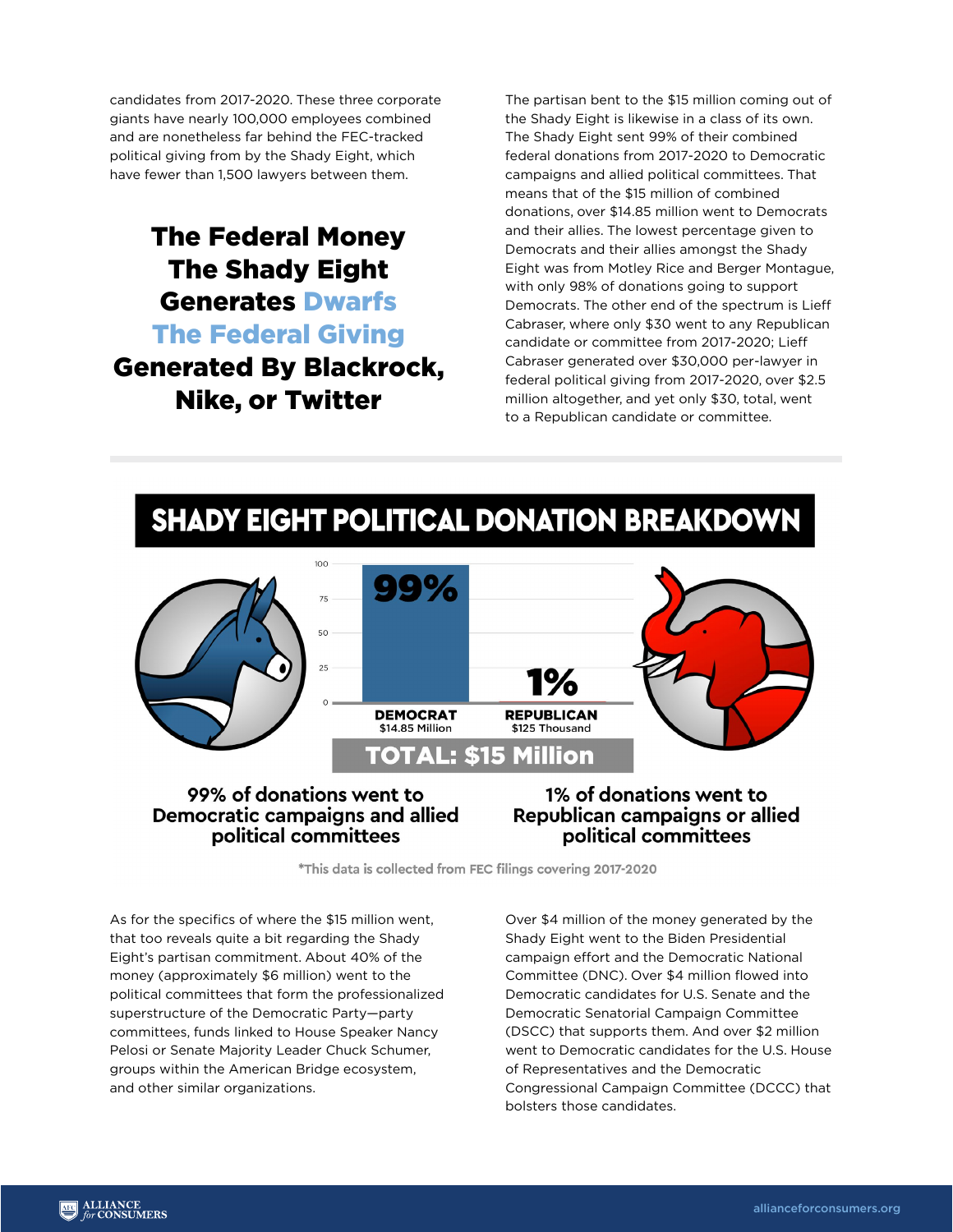candidates from 2017-2020. These three corporate giants have nearly 100,000 employees combined and are nonetheless far behind the FEC-tracked political giving from by the Shady Eight, which have fewer than 1,500 lawyers between them.

## The Federal Money The Shady Eight Generates Dwarfs The Federal Giving Generated By Blackrock, Nike, or Twitter

The partisan bent to the $15 million coming out of the Shady Eight is likewise in a class of its own. The Shady Eight sent 99% of their combined federal donations from 2017-2020 to Democratic campaigns and allied political committees. That means that of the $15 million of combined donations, over $14.85 million went to Democrats and their allies. The lowest percentage given to Democrats and their allies amongst the Shady Eight was from Motley Rice and Berger Montague, with only 98% of donations going to support Democrats. The other end of the spectrum is Lieff Cabraser, where only $30 went to any Republican candidate or committee from 2017-2020; Lieff Cabraser generated over $30,000 per-lawyer in federal political giving from 2017-2020, over $2.5 million altogether, and yet only $30, total, went to a Republican candidate or committee.

## SHADY EIGHT POLITICAL DONATION BREAKDOWN

| | DEMOCRAT | REPUBLICAN |
|---|---|---|
| Share | 99% | 1% |
| Amount | $14.85 Million | $125 Thousand |

**TOTAL: $15 Million**

**99% of donations went to Democratic campaigns and allied political committees**

**1% of donations went to Republican campaigns or allied political committees**

*This data is collected from FEC filings covering 2017-2020

As for the specifics of where the $15 million went, that too reveals quite a bit regarding the Shady Eight's partisan commitment. About 40% of the money (approximately $6 million) went to the political committees that form the professionalized superstructure of the Democratic Party—party committees, funds linked to House Speaker Nancy Pelosi or Senate Majority Leader Chuck Schumer, groups within the American Bridge ecosystem, and other similar organizations.

Over $4 million of the money generated by the Shady Eight went to the Biden Presidential campaign effort and the Democratic National Committee (DNC). Over $4 million flowed into Democratic candidates for U.S. Senate and the Democratic Senatorial Campaign Committee (DSCC) that supports them. And over $2 million went to Democratic candidates for the U.S. House of Representatives and the Democratic Congressional Campaign Committee (DCCC) that bolsters those candidates.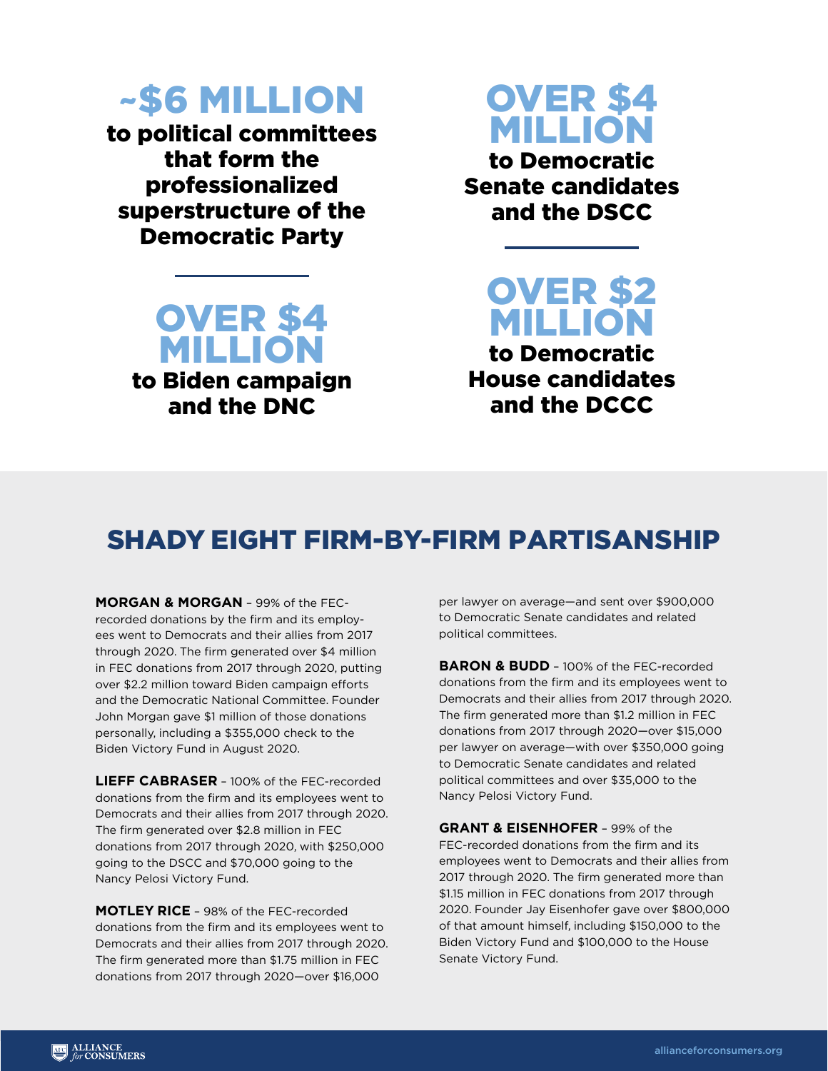**~$6 MILLION**

**to political committees that form the professionalized superstructure of the Democratic Party**

**OVER $4 MILLION**

**to Democratic Senate candidates and the DSCC**

**OVER $4 MILLION**

**to Biden campaign and the DNC**

**OVER $2 MILLION**

**to Democratic House candidates and the DCCC**

## SHADY EIGHT FIRM-BY-FIRM PARTISANSHIP

**MORGAN & MORGAN** – 99% of the FEC-recorded donations by the firm and its employees went to Democrats and their allies from 2017 through 2020. The firm generated over $4 million in FEC donations from 2017 through 2020, putting over $2.2 million toward Biden campaign efforts and the Democratic National Committee. Founder John Morgan gave $1 million of those donations personally, including a $355,000 check to the Biden Victory Fund in August 2020.

**LIEFF CABRASER** – 100% of the FEC-recorded donations from the firm and its employees went to Democrats and their allies from 2017 through 2020. The firm generated over $2.8 million in FEC donations from 2017 through 2020, with $250,000 going to the DSCC and $70,000 going to the Nancy Pelosi Victory Fund.

**MOTLEY RICE** – 98% of the FEC-recorded donations from the firm and its employees went to Democrats and their allies from 2017 through 2020. The firm generated more than $1.75 million in FEC donations from 2017 through 2020—over $16,000 per lawyer on average—and sent over $900,000 to Democratic Senate candidates and related political committees.

**BARON & BUDD** – 100% of the FEC-recorded donations from the firm and its employees went to Democrats and their allies from 2017 through 2020. The firm generated more than $1.2 million in FEC donations from 2017 through 2020—over $15,000 per lawyer on average—with over $350,000 going to Democratic Senate candidates and related political committees and over $35,000 to the Nancy Pelosi Victory Fund.

**GRANT & EISENHOFER** – 99% of the FEC-recorded donations from the firm and its employees went to Democrats and their allies from 2017 through 2020. The firm generated more than $1.15 million in FEC donations from 2017 through 2020. Founder Jay Eisenhofer gave over $800,000 of that amount himself, including $150,000 to the Biden Victory Fund and $100,000 to the House Senate Victory Fund.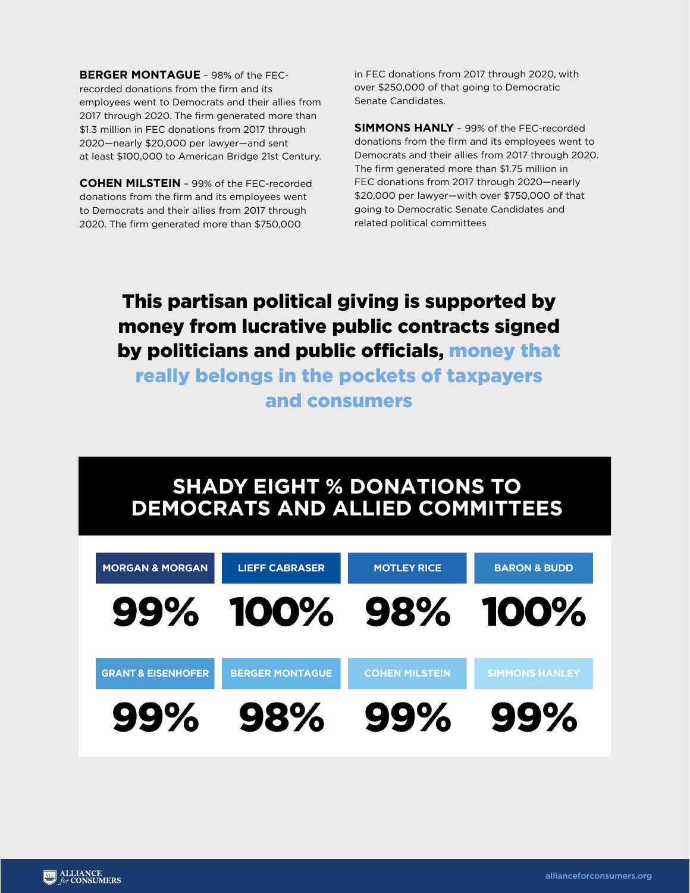**BERGER MONTAGUE** – 98% of the FEC-recorded donations from the firm and its employees went to Democrats and their allies from 2017 through 2020. The firm generated more than $1.3 million in FEC donations from 2017 through 2020—nearly $20,000 per lawyer—and sent at least $100,000 to American Bridge 21st Century.

**COHEN MILSTEIN** – 99% of the FEC-recorded donations from the firm and its employees went to Democrats and their allies from 2017 through 2020. The firm generated more than $750,000 in FEC donations from 2017 through 2020, with over $250,000 of that going to Democratic Senate Candidates.

**SIMMONS HANLY** – 99% of the FEC-recorded donations from the firm and its employees went to Democrats and their allies from 2017 through 2020. The firm generated more than $1.75 million in FEC donations from 2017 through 2020—nearly $20,000 per lawyer—with over $750,000 of that going to Democratic Senate Candidates and related political committees

## This partisan political giving is supported by money from lucrative public contracts signed by politicians and public officials, money that really belongs in the pockets of taxpayers and consumers

## SHADY EIGHT % DONATIONS TO DEMOCRATS AND ALLIED COMMITTEES

| MORGAN & MORGAN | LIEFF CABRASER | MOTLEY RICE | BARON & BUDD |
|---|---|---|---|
| 99% | 100% | 98% | 100% |
| **GRANT & EISENHOFER** | **BERGER MONTAGUE** | **COHEN MILSTEIN** | **SIMMONS HANLEY** |
| 99% | 98% | 99% | 99% |

ALLIANCE *for* CONSUMERS

allianceforconsumers.org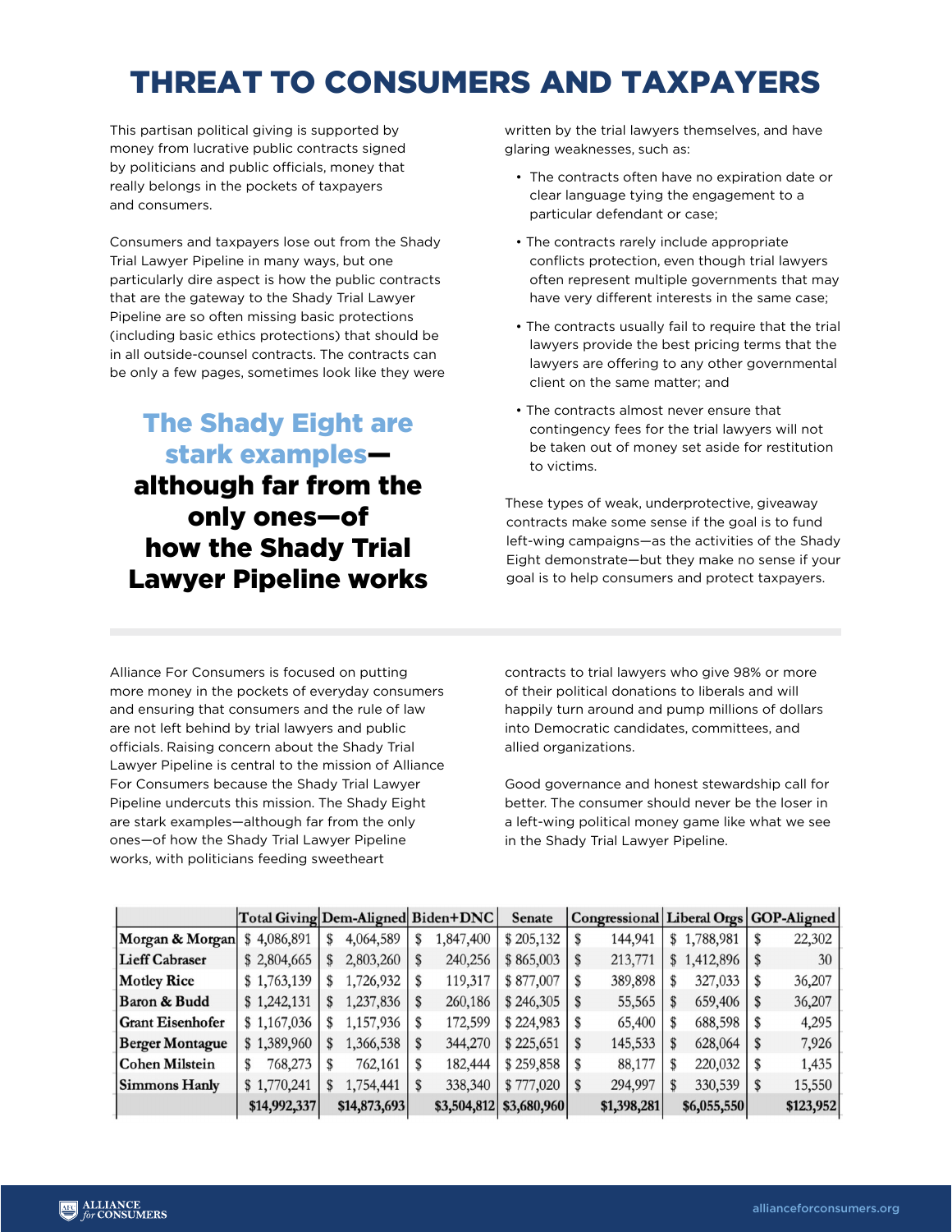# THREAT TO CONSUMERS AND TAXPAYERS

This partisan political giving is supported by money from lucrative public contracts signed by politicians and public officials, money that really belongs in the pockets of taxpayers and consumers.

Consumers and taxpayers lose out from the Shady Trial Lawyer Pipeline in many ways, but one particularly dire aspect is how the public contracts that are the gateway to the Shady Trial Lawyer Pipeline are so often missing basic protections (including basic ethics protections) that should be in all outside-counsel contracts. The contracts can be only a few pages, sometimes look like they were written by the trial lawyers themselves, and have glaring weaknesses, such as:

- The contracts often have no expiration date or clear language tying the engagement to a particular defendant or case;
- The contracts rarely include appropriate conflicts protection, even though trial lawyers often represent multiple governments that may have very different interests in the same case;
- The contracts usually fail to require that the trial lawyers provide the best pricing terms that the lawyers are offering to any other governmental client on the same matter; and
- The contracts almost never ensure that contingency fees for the trial lawyers will not be taken out of money set aside for restitution to victims.

These types of weak, underprotective, giveaway contracts make some sense if the goal is to fund left-wing campaigns—as the activities of the Shady Eight demonstrate—but they make no sense if your goal is to help consumers and protect taxpayers.

**The Shady Eight are stark examples—although far from the only ones—of how the Shady Trial Lawyer Pipeline works**

Alliance For Consumers is focused on putting more money in the pockets of everyday consumers and ensuring that consumers and the rule of law are not left behind by trial lawyers and public officials. Raising concern about the Shady Trial Lawyer Pipeline is central to the mission of Alliance For Consumers because the Shady Trial Lawyer Pipeline undercuts this mission. The Shady Eight are stark examples—although far from the only ones—of how the Shady Trial Lawyer Pipeline works, with politicians feeding sweetheart contracts to trial lawyers who give 98% or more of their political donations to liberals and will happily turn around and pump millions of dollars into Democratic candidates, committees, and allied organizations.

Good governance and honest stewardship call for better. The consumer should never be the loser in a left-wing political money game like what we see in the Shady Trial Lawyer Pipeline.

| | Total Giving | Dem-Aligned | Biden+DNC | Senate | Congressional | Liberal Orgs | GOP-Aligned |
|---|---|---|---|---|---|---|---|
| Morgan & Morgan | $ 4,086,891 | $ 4,064,589 | $ 1,847,400 | $ 205,132 | $ 144,941 | $ 1,788,981 | $ 22,302 |
| Lieff Cabraser | $ 2,804,665 | $ 2,803,260 | $ 240,256 | $ 865,003 | $ 213,771 | $ 1,412,896 | $ 30 |
| Motley Rice | $ 1,763,139 | $ 1,726,932 | $ 119,317 | $ 877,007 | $ 389,898 | $ 327,033 | $ 36,207 |
| Baron & Budd | $ 1,242,131 | $ 1,237,836 | $ 260,186 | $ 246,305 | $ 55,565 | $ 659,406 | $ 36,207 |
| Grant Eisenhofer | $ 1,167,036 | $ 1,157,936 | $ 172,599 | $ 224,983 | $ 65,400 | $ 688,598 | $ 4,295 |
| Berger Montague | $ 1,389,960 | $ 1,366,538 | $ 344,270 | $ 225,651 | $ 145,533 | $ 628,064 | $ 7,926 |
| Cohen Milstein | $ 768,273 | $ 762,161 | $ 182,444 | $ 259,858 | $ 88,177 | $ 220,032 | $ 1,435 |
| Simmons Hanly | $ 1,770,241 | $ 1,754,441 | $ 338,340 | $ 777,020 | $ 294,997 | $ 330,539 | $ 15,550 |
| | $14,992,337 | $14,873,693 | $3,504,812 | $3,680,960 | $1,398,281 | $6,055,550 | $123,952 |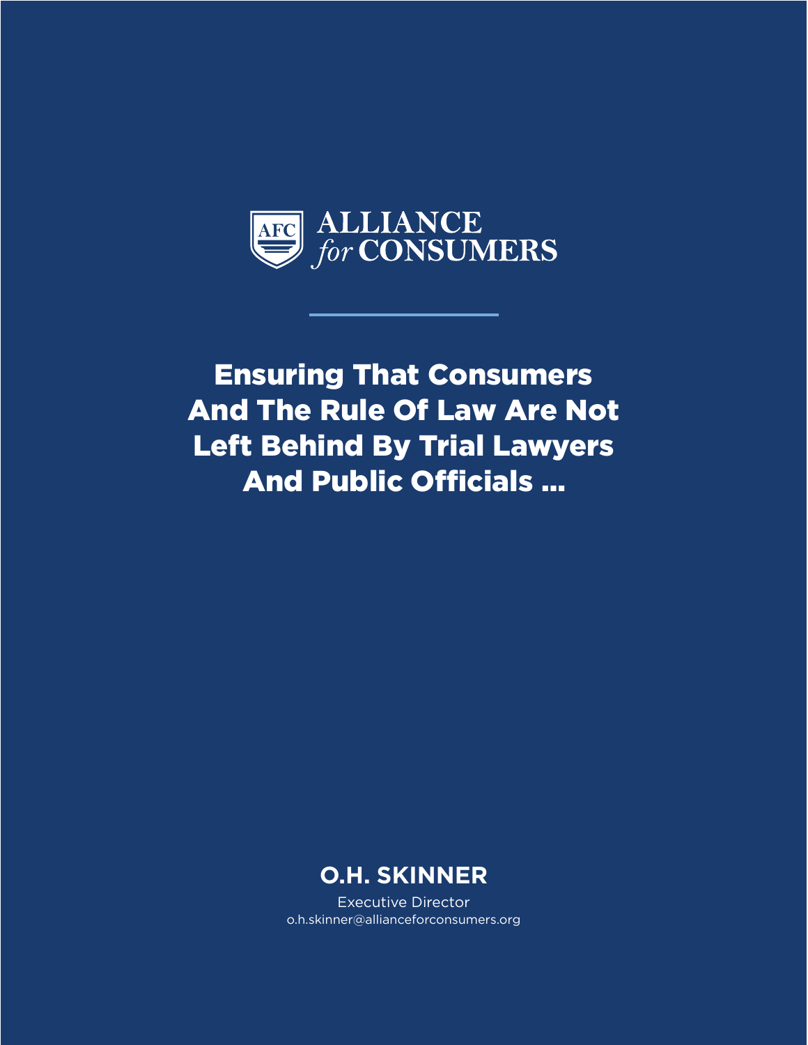ALLIANCE
*for* CONSUMERS

# Ensuring That Consumers And The Rule Of Law Are Not Left Behind By Trial Lawyers And Public Officials ...

**O.H. SKINNER**

Executive Director

o.h.skinner@allianceforconsumers.org